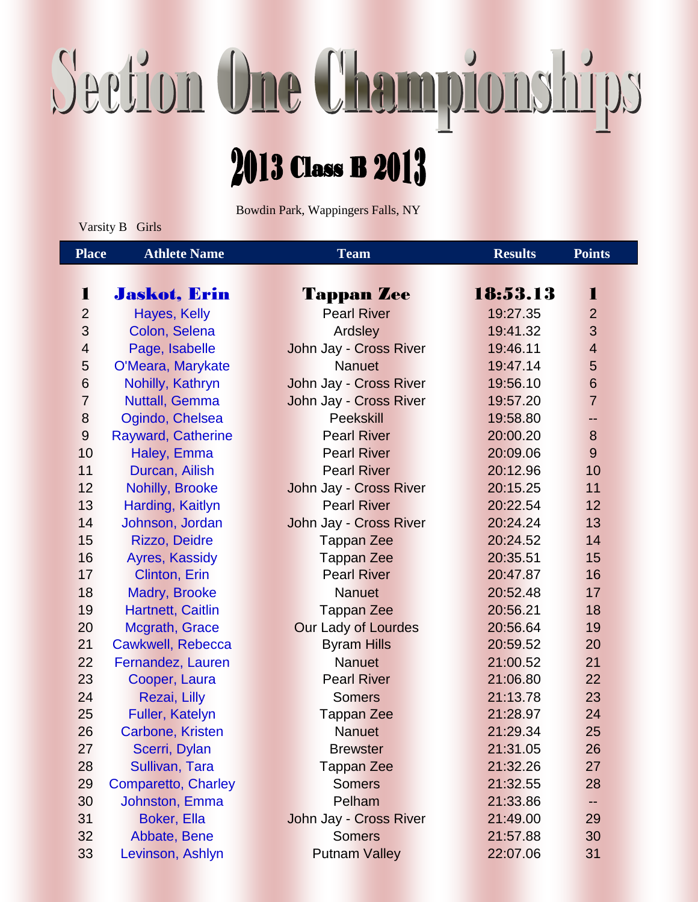# Section One Championships

## 2013 Class B 2013

Bowdin Park, Wappingers Falls, NY

Varsity B Girls

| Place | Athlete Name | Team | Results | Points |
|---|---|---|---|---|
| **1** | **Jaskot, Erin** | **Tappan Zee** | **18:53.13** | **1** |
| 2 | Hayes, Kelly | Pearl River | 19:27.35 | 2 |
| 3 | Colon, Selena | Ardsley | 19:41.32 | 3 |
| 4 | Page, Isabelle | John Jay - Cross River | 19:46.11 | 4 |
| 5 | O'Meara, Marykate | Nanuet | 19:47.14 | 5 |
| 6 | Nohilly, Kathryn | John Jay - Cross River | 19:56.10 | 6 |
| 7 | Nuttall, Gemma | John Jay - Cross River | 19:57.20 | 7 |
| 8 | Ogindo, Chelsea | Peekskill | 19:58.80 | -- |
| 9 | Rayward, Catherine | Pearl River | 20:00.20 | 8 |
| 10 | Haley, Emma | Pearl River | 20:09.06 | 9 |
| 11 | Durcan, Ailish | Pearl River | 20:12.96 | 10 |
| 12 | Nohilly, Brooke | John Jay - Cross River | 20:15.25 | 11 |
| 13 | Harding, Kaitlyn | Pearl River | 20:22.54 | 12 |
| 14 | Johnson, Jordan | John Jay - Cross River | 20:24.24 | 13 |
| 15 | Rizzo, Deidre | Tappan Zee | 20:24.52 | 14 |
| 16 | Ayres, Kassidy | Tappan Zee | 20:35.51 | 15 |
| 17 | Clinton, Erin | Pearl River | 20:47.87 | 16 |
| 18 | Madry, Brooke | Nanuet | 20:52.48 | 17 |
| 19 | Hartnett, Caitlin | Tappan Zee | 20:56.21 | 18 |
| 20 | Mcgrath, Grace | Our Lady of Lourdes | 20:56.64 | 19 |
| 21 | Cawkwell, Rebecca | Byram Hills | 20:59.52 | 20 |
| 22 | Fernandez, Lauren | Nanuet | 21:00.52 | 21 |
| 23 | Cooper, Laura | Pearl River | 21:06.80 | 22 |
| 24 | Rezai, Lilly | Somers | 21:13.78 | 23 |
| 25 | Fuller, Katelyn | Tappan Zee | 21:28.97 | 24 |
| 26 | Carbone, Kristen | Nanuet | 21:29.34 | 25 |
| 27 | Scerri, Dylan | Brewster | 21:31.05 | 26 |
| 28 | Sullivan, Tara | Tappan Zee | 21:32.26 | 27 |
| 29 | Comparetto, Charley | Somers | 21:32.55 | 28 |
| 30 | Johnston, Emma | Pelham | 21:33.86 | -- |
| 31 | Boker, Ella | John Jay - Cross River | 21:49.00 | 29 |
| 32 | Abbate, Bene | Somers | 21:57.88 | 30 |
| 33 | Levinson, Ashlyn | Putnam Valley | 22:07.06 | 31 |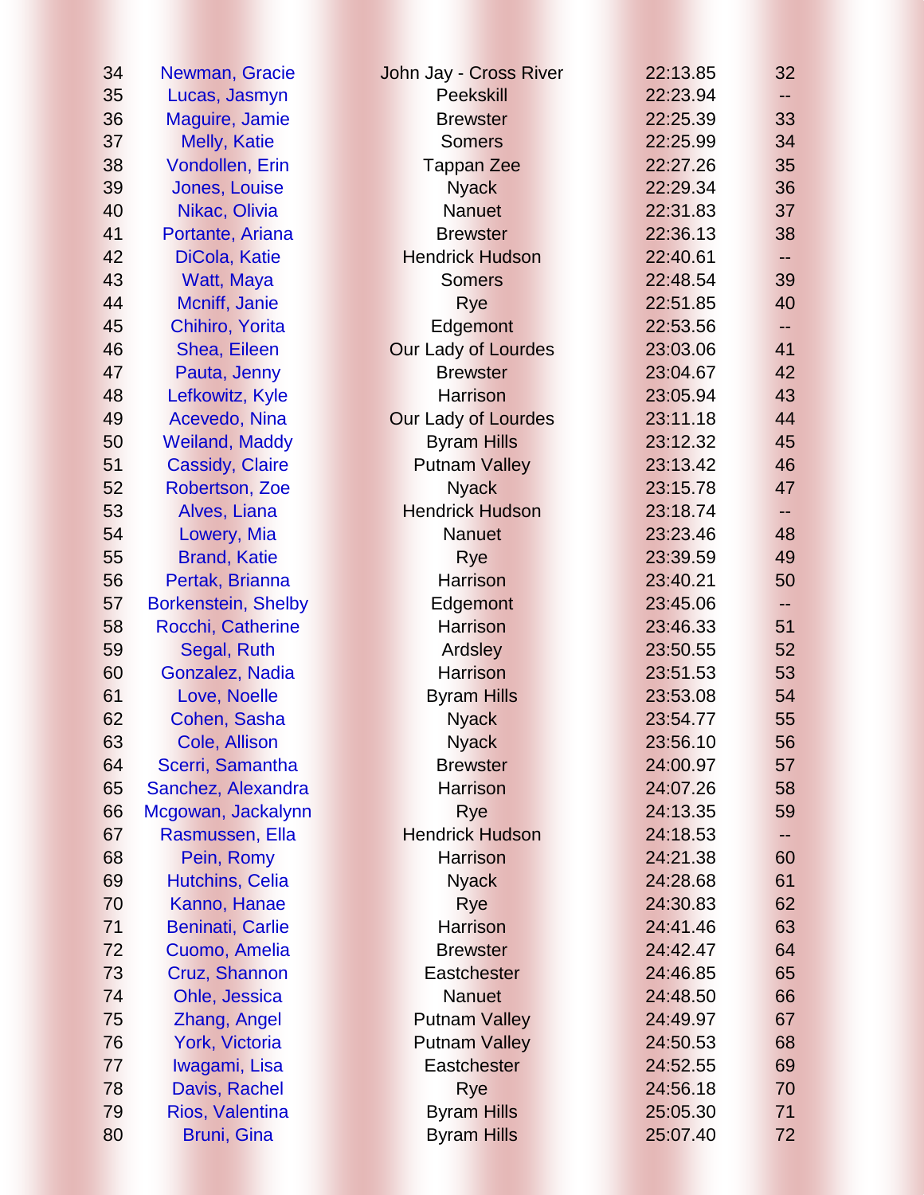| | | | | |
|---|---|---|---|---|
| 34 | Newman, Gracie | John Jay - Cross River | 22:13.85 | 32 |
| 35 | Lucas, Jasmyn | Peekskill | 22:23.94 | -- |
| 36 | Maguire, Jamie | Brewster | 22:25.39 | 33 |
| 37 | Melly, Katie | Somers | 22:25.99 | 34 |
| 38 | Vondollen, Erin | Tappan Zee | 22:27.26 | 35 |
| 39 | Jones, Louise | Nyack | 22:29.34 | 36 |
| 40 | Nikac, Olivia | Nanuet | 22:31.83 | 37 |
| 41 | Portante, Ariana | Brewster | 22:36.13 | 38 |
| 42 | DiCola, Katie | Hendrick Hudson | 22:40.61 | -- |
| 43 | Watt, Maya | Somers | 22:48.54 | 39 |
| 44 | Mcniff, Janie | Rye | 22:51.85 | 40 |
| 45 | Chihiro, Yorita | Edgemont | 22:53.56 | -- |
| 46 | Shea, Eileen | Our Lady of Lourdes | 23:03.06 | 41 |
| 47 | Pauta, Jenny | Brewster | 23:04.67 | 42 |
| 48 | Lefkowitz, Kyle | Harrison | 23:05.94 | 43 |
| 49 | Acevedo, Nina | Our Lady of Lourdes | 23:11.18 | 44 |
| 50 | Weiland, Maddy | Byram Hills | 23:12.32 | 45 |
| 51 | Cassidy, Claire | Putnam Valley | 23:13.42 | 46 |
| 52 | Robertson, Zoe | Nyack | 23:15.78 | 47 |
| 53 | Alves, Liana | Hendrick Hudson | 23:18.74 | -- |
| 54 | Lowery, Mia | Nanuet | 23:23.46 | 48 |
| 55 | Brand, Katie | Rye | 23:39.59 | 49 |
| 56 | Pertak, Brianna | Harrison | 23:40.21 | 50 |
| 57 | Borkenstein, Shelby | Edgemont | 23:45.06 | -- |
| 58 | Rocchi, Catherine | Harrison | 23:46.33 | 51 |
| 59 | Segal, Ruth | Ardsley | 23:50.55 | 52 |
| 60 | Gonzalez, Nadia | Harrison | 23:51.53 | 53 |
| 61 | Love, Noelle | Byram Hills | 23:53.08 | 54 |
| 62 | Cohen, Sasha | Nyack | 23:54.77 | 55 |
| 63 | Cole, Allison | Nyack | 23:56.10 | 56 |
| 64 | Scerri, Samantha | Brewster | 24:00.97 | 57 |
| 65 | Sanchez, Alexandra | Harrison | 24:07.26 | 58 |
| 66 | Mcgowan, Jackalynn | Rye | 24:13.35 | 59 |
| 67 | Rasmussen, Ella | Hendrick Hudson | 24:18.53 | -- |
| 68 | Pein, Romy | Harrison | 24:21.38 | 60 |
| 69 | Hutchins, Celia | Nyack | 24:28.68 | 61 |
| 70 | Kanno, Hanae | Rye | 24:30.83 | 62 |
| 71 | Beninati, Carlie | Harrison | 24:41.46 | 63 |
| 72 | Cuomo, Amelia | Brewster | 24:42.47 | 64 |
| 73 | Cruz, Shannon | Eastchester | 24:46.85 | 65 |
| 74 | Ohle, Jessica | Nanuet | 24:48.50 | 66 |
| 75 | Zhang, Angel | Putnam Valley | 24:49.97 | 67 |
| 76 | York, Victoria | Putnam Valley | 24:50.53 | 68 |
| 77 | Iwagami, Lisa | Eastchester | 24:52.55 | 69 |
| 78 | Davis, Rachel | Rye | 24:56.18 | 70 |
| 79 | Rios, Valentina | Byram Hills | 25:05.30 | 71 |
| 80 | Bruni, Gina | Byram Hills | 25:07.40 | 72 |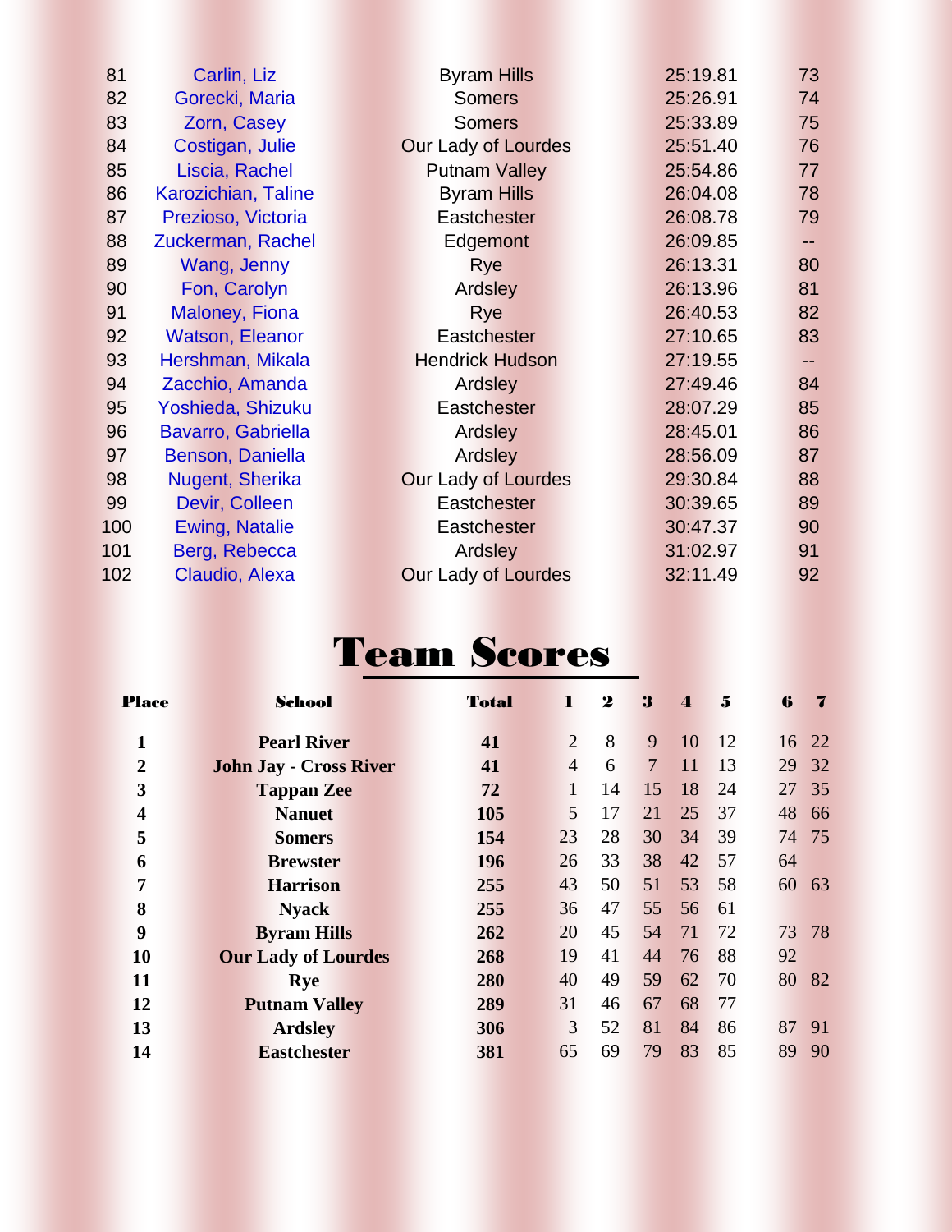| | | | | |
|---|---|---|---|---|
| 81 | Carlin, Liz | Byram Hills | 25:19.81 | 73 |
| 82 | Gorecki, Maria | Somers | 25:26.91 | 74 |
| 83 | Zorn, Casey | Somers | 25:33.89 | 75 |
| 84 | Costigan, Julie | Our Lady of Lourdes | 25:51.40 | 76 |
| 85 | Liscia, Rachel | Putnam Valley | 25:54.86 | 77 |
| 86 | Karozichian, Taline | Byram Hills | 26:04.08 | 78 |
| 87 | Prezioso, Victoria | Eastchester | 26:08.78 | 79 |
| 88 | Zuckerman, Rachel | Edgemont | 26:09.85 | -- |
| 89 | Wang, Jenny | Rye | 26:13.31 | 80 |
| 90 | Fon, Carolyn | Ardsley | 26:13.96 | 81 |
| 91 | Maloney, Fiona | Rye | 26:40.53 | 82 |
| 92 | Watson, Eleanor | Eastchester | 27:10.65 | 83 |
| 93 | Hershman, Mikala | Hendrick Hudson | 27:19.55 | -- |
| 94 | Zacchio, Amanda | Ardsley | 27:49.46 | 84 |
| 95 | Yoshieda, Shizuku | Eastchester | 28:07.29 | 85 |
| 96 | Bavarro, Gabriella | Ardsley | 28:45.01 | 86 |
| 97 | Benson, Daniella | Ardsley | 28:56.09 | 87 |
| 98 | Nugent, Sherika | Our Lady of Lourdes | 29:30.84 | 88 |
| 99 | Devir, Colleen | Eastchester | 30:39.65 | 89 |
| 100 | Ewing, Natalie | Eastchester | 30:47.37 | 90 |
| 101 | Berg, Rebecca | Ardsley | 31:02.97 | 91 |
| 102 | Claudio, Alexa | Our Lady of Lourdes | 32:11.49 | 92 |

# Team Scores

| Place | School | Total | 1 | 2 | 3 | 4 | 5 | 6 | 7 |
|---|---|---|---|---|---|---|---|---|---|
| **1** | **Pearl River** | **41** | 2 | 8 | 9 | 10 | 12 | 16 | 22 |
| **2** | **John Jay - Cross River** | **41** | 4 | 6 | 7 | 11 | 13 | 29 | 32 |
| **3** | **Tappan Zee** | **72** | 1 | 14 | 15 | 18 | 24 | 27 | 35 |
| **4** | **Nanuet** | **105** | 5 | 17 | 21 | 25 | 37 | 48 | 66 |
| **5** | **Somers** | **154** | 23 | 28 | 30 | 34 | 39 | 74 | 75 |
| **6** | **Brewster** | **196** | 26 | 33 | 38 | 42 | 57 | 64 | |
| **7** | **Harrison** | **255** | 43 | 50 | 51 | 53 | 58 | 60 | 63 |
| **8** | **Nyack** | **255** | 36 | 47 | 55 | 56 | 61 | | |
| **9** | **Byram Hills** | **262** | 20 | 45 | 54 | 71 | 72 | 73 | 78 |
| **10** | **Our Lady of Lourdes** | **268** | 19 | 41 | 44 | 76 | 88 | 92 | |
| **11** | **Rye** | **280** | 40 | 49 | 59 | 62 | 70 | 80 | 82 |
| **12** | **Putnam Valley** | **289** | 31 | 46 | 67 | 68 | 77 | | |
| **13** | **Ardsley** | **306** | 3 | 52 | 81 | 84 | 86 | 87 | 91 |
| **14** | **Eastchester** | **381** | 65 | 69 | 79 | 83 | 85 | 89 | 90 |